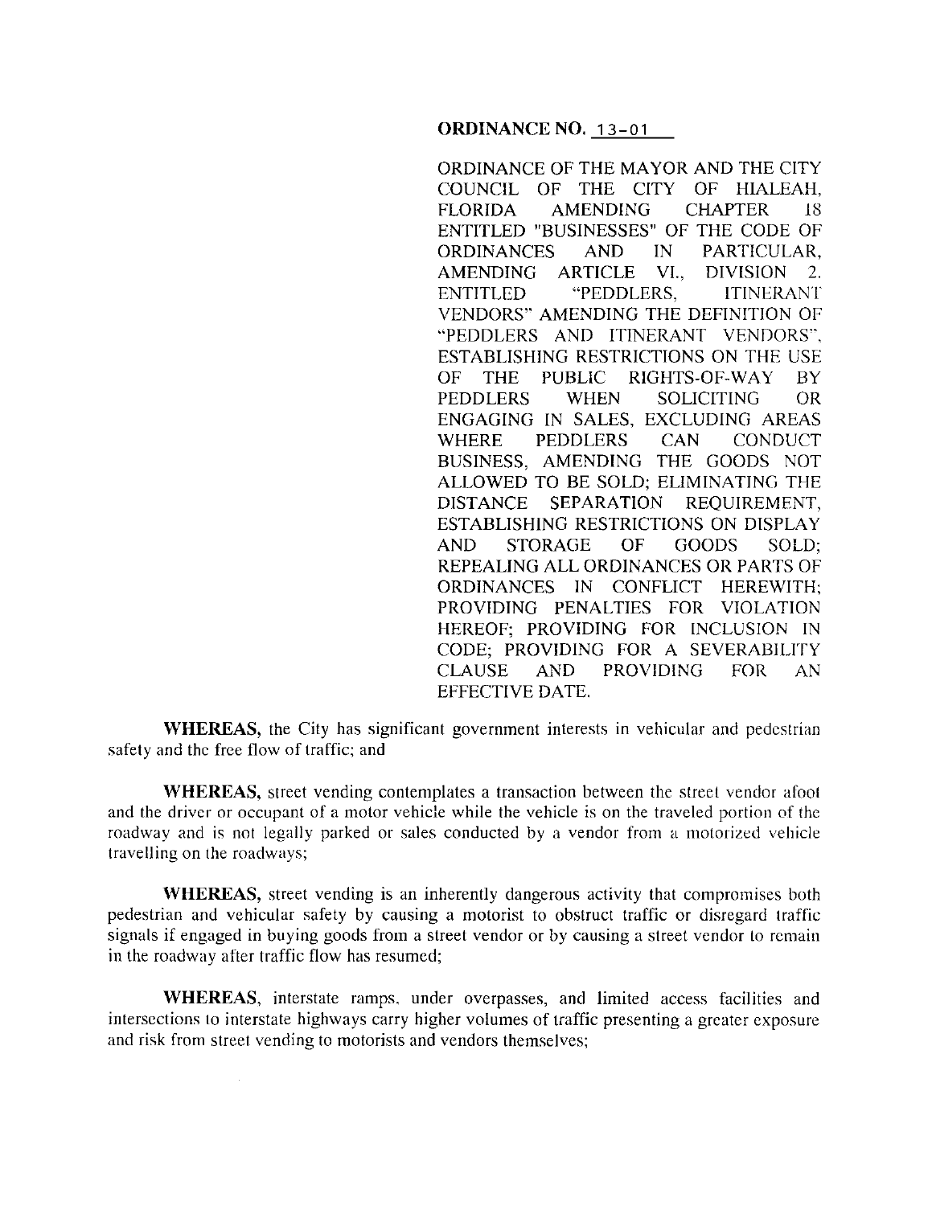**ORDINANCE NO. 13-01**

ORDINANCE OF THE MAYOR AND THE CITY COUNCIL OF THE CITY OF HIALEAH, FLORIDA AMENDING CHAPTER 18 ENTITLED "BUSINESSES" OF THE CODE OF ORDINANCES AND IN PARTICULAR, AMENDING ARTICLE VI., DIVISION 2. ENTITLED "PEDDLERS, ITINERANT VENDORS" AMENDING THE DEFINITION OF "PEDDLERS AND ITINERANT VENDORS", ESTABLISHING RESTRICTIONS ON THE USE OF THE PUBLIC RIGHTS-OF-WAY BY PEDDLERS WHEN SOLICITING OR ENGAGING IN SALES, EXCLUDING AREAS WHERE PEDDLERS CAN CONDUCT BUSINESS, AMENDING THE GOODS NOT ALLOWED TO BE SOLD; ELIMINATING THE DISTANCE SEPARATION REQUIREMENT, ESTABLISHING RESTRICTIONS ON DISPLAY AND STORAGE OF GOODS SOLD; REPEALING ALL ORDINANCES OR PARTS OF ORDINANCES IN CONFLICT HEREWITH; PROVIDING PENALTIES FOR VIOLATION HEREOF; PROVIDING FOR INCLUSION IN CODE; PROVIDING FOR A SEVERABILITY CLAUSE AND PROVIDING FOR AN EFFECTIVE DATE.

**WHEREAS,** the City has significant government interests in vehicular and pedestrian safety and the free flow of traffic; and

**WHEREAS,** street vending contemplates a transaction between the street vendor afoot and the driver or occupant of a motor vehicle while the vehicle is on the traveled portion of the roadway and is not legally parked or sales conducted by a vendor from a motorized vehicle travelling on the roadways;

**WHEREAS,** street vending is an inherently dangerous activity that compromises both pedestrian and vehicular safety by causing a motorist to obstruct traffic or disregard traffic signals if engaged in buying goods from a street vendor or by causing a street vendor to remain in the roadway after traffic flow has resumed;

**WHEREAS**, interstate ramps, under overpasses, and limited access facilities and intersections to interstate highways carry higher volumes of traffic presenting a greater exposure and risk from street vending to motorists and vendors themselves;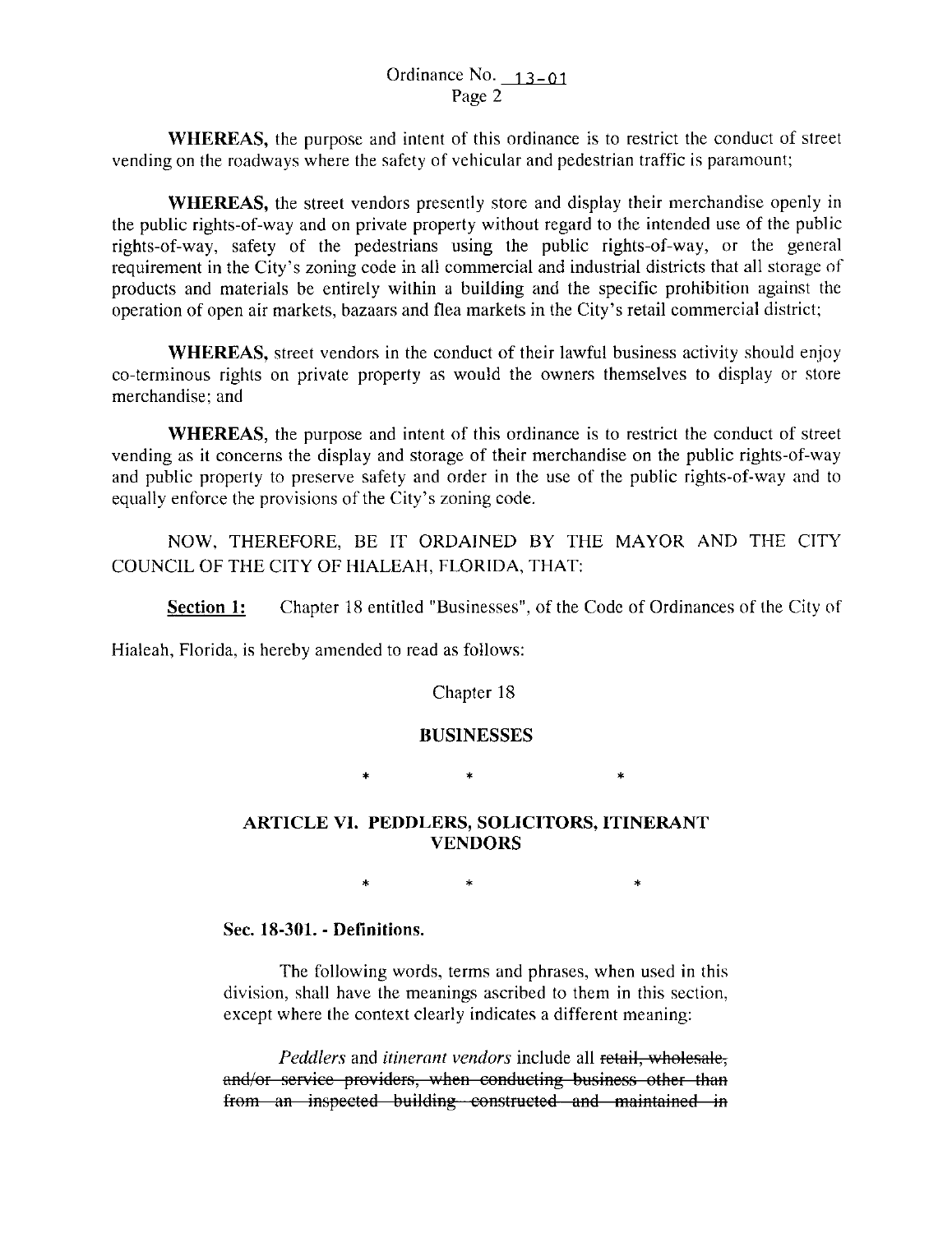WHEREAS, the purpose and intent of this ordinance is to restrict the conduct of street vending on the roadways where the safety of vehicular and pedestrian traffic is paramount;

**WHEREAS,** the street vendors presently store and display their merchandise openly in the public rights-of-way and on private property without regard to the intended use of the public rights-of-way, safety of the pedestrians using the public rights-of-way, or the general requirement in the City's zoning code in all commercial and industrial districts that all storage of products and materials be entirely within a building and the specific prohibition against the operation of open air markets, bazaars and flea markets in the City's retail commercial district;

**WHEREAS,** street vendors in the conduct of their lawful business activity should enjoy co-terminous rights on private property as would the owners themselves to display or store merchandise; and

**WHEREAS,** the purpose and intent of this ordinance is to restrict the conduct of street vending as it concerns the display and storage of their merchandise on the public rights-of-way and public property to preserve safety and order in the use of the public rights-of-way and to equally enforce the provisions of the City's zoning code.

NOW, THEREFORE, BE IT ORDAINED BY THE MAYOR AND THE CITY COUNCIL OF THE CITY OF HIALEAH, FLORIDA, THAT:

**Section 1:** Chapter 18 entitled "Businesses", of the Code of Ordinances of the City of Hialeah, Florida, is hereby amended to read as follows:

Chapter 18

**BUSINESSES**

\* \* \*

**ARTICLE VI. PEDDLERS, SOLICITORS, ITINERANT VENDORS**

\* \* \*

**Sec. 18-301. - Definitions.**

The following words, terms and phrases, when used in this division, shall have the meanings ascribed to them in this section, except where the context clearly indicates a different meaning:

*Peddlers* and *itinerant vendors* include all ~~retail, wholesale, and/or service providers, when conducting business other than from an inspected building constructed and maintained in~~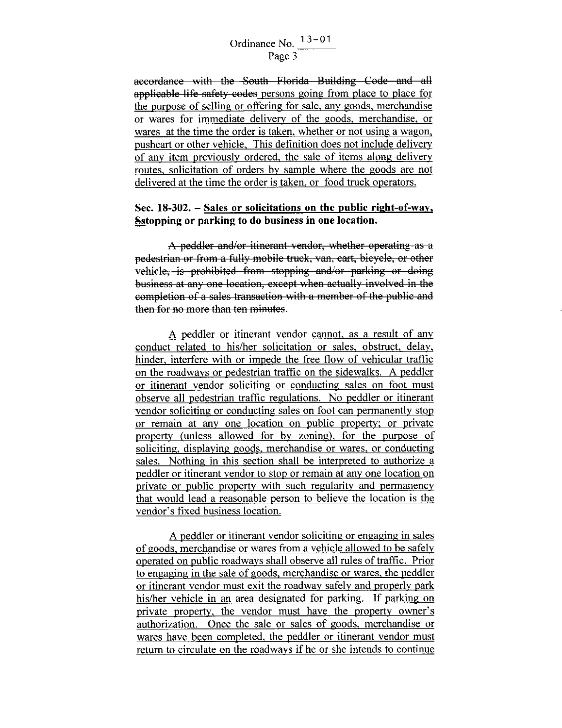~~accordance with the South Florida Building Code and all applicable life safety codes~~ persons going from place to place for the purpose of selling or offering for sale, any goods, merchandise or wares for immediate delivery of the goods, merchandise, or wares at the time the order is taken, whether or not using a wagon, pushcart or other vehicle. This definition does not include delivery of any item previously ordered, the sale of items along delivery routes, solicitation of orders by sample where the goods are not delivered at the time the order is taken, or food truck operators.

**Sec. 18-302. – Sales or solicitations on the public right-of-way, ~~S~~stopping or parking to do business in one location.**

~~A peddler and/or itinerant vendor, whether operating as a pedestrian or from a fully mobile truck, van, cart, bicycle, or other vehicle, is prohibited from stopping and/or parking or doing business at any one location, except when actually involved in the completion of a sales transaction with a member of the public and then for no more than ten minutes.~~

A peddler or itinerant vendor cannot, as a result of any conduct related to his/her solicitation or sales, obstruct, delay, hinder, interfere with or impede the free flow of vehicular traffic on the roadways or pedestrian traffic on the sidewalks. A peddler or itinerant vendor soliciting or conducting sales on foot must observe all pedestrian traffic regulations. No peddler or itinerant vendor soliciting or conducting sales on foot can permanently stop or remain at any one location on public property; or private property (unless allowed for by zoning), for the purpose of soliciting, displaying goods, merchandise or wares, or conducting sales. Nothing in this section shall be interpreted to authorize a peddler or itinerant vendor to stop or remain at any one location on private or public property with such regularity and permanency that would lead a reasonable person to believe the location is the vendor's fixed business location.

A peddler or itinerant vendor soliciting or engaging in sales of goods, merchandise or wares from a vehicle allowed to be safely operated on public roadways shall observe all rules of traffic. Prior to engaging in the sale of goods, merchandise or wares, the peddler or itinerant vendor must exit the roadway safely and properly park his/her vehicle in an area designated for parking. If parking on private property, the vendor must have the property owner's authorization. Once the sale or sales of goods, merchandise or wares have been completed, the peddler or itinerant vendor must return to circulate on the roadways if he or she intends to continue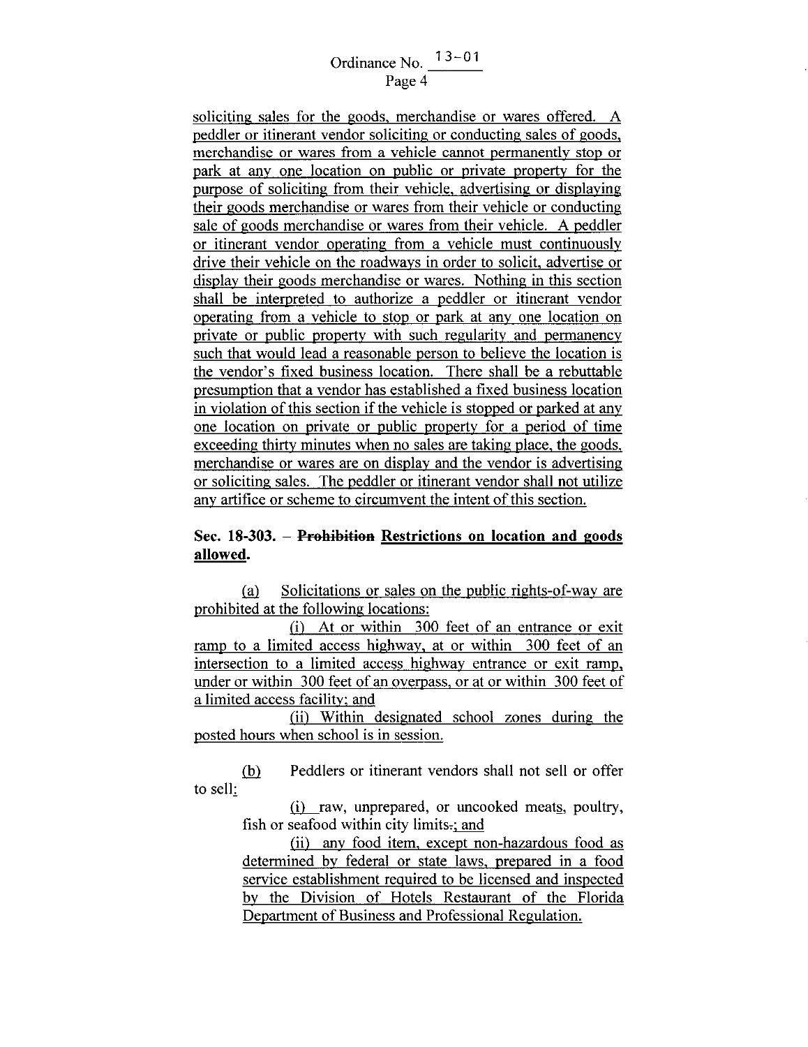soliciting sales for the goods, merchandise or wares offered. A peddler or itinerant vendor soliciting or conducting sales of goods, merchandise or wares from a vehicle cannot permanently stop or park at any one location on public or private property for the purpose of soliciting from their vehicle, advertising or displaying their goods merchandise or wares from their vehicle or conducting sale of goods merchandise or wares from their vehicle. A peddler or itinerant vendor operating from a vehicle must continuously drive their vehicle on the roadways in order to solicit, advertise or display their goods merchandise or wares. Nothing in this section shall be interpreted to authorize a peddler or itinerant vendor operating from a vehicle to stop or park at any one location on private or public property with such regularity and permanency such that would lead a reasonable person to believe the location is the vendor's fixed business location. There shall be a rebuttable presumption that a vendor has established a fixed business location in violation of this section if the vehicle is stopped or parked at any one location on private or public property for a period of time exceeding thirty minutes when no sales are taking place, the goods, merchandise or wares are on display and the vendor is advertising or soliciting sales. The peddler or itinerant vendor shall not utilize any artifice or scheme to circumvent the intent of this section.

**Sec. 18-303. – ~~Prohibition~~ Restrictions on location and goods allowed.**

(a) Solicitations or sales on the public rights-of-way are prohibited at the following locations:

(i) At or within 300 feet of an entrance or exit ramp to a limited access highway, at or within 300 feet of an intersection to a limited access highway entrance or exit ramp, under or within 300 feet of an overpass, or at or within 300 feet of a limited access facility; and

(ii) Within designated school zones during the posted hours when school is in session.

(b) Peddlers or itinerant vendors shall not sell or offer to sell:

(i) raw, unprepared, or uncooked meats, poultry, fish or seafood within city limits~~.~~; and

(ii) any food item, except non-hazardous food as determined by federal or state laws, prepared in a food service establishment required to be licensed and inspected by the Division of Hotels Restaurant of the Florida Department of Business and Professional Regulation.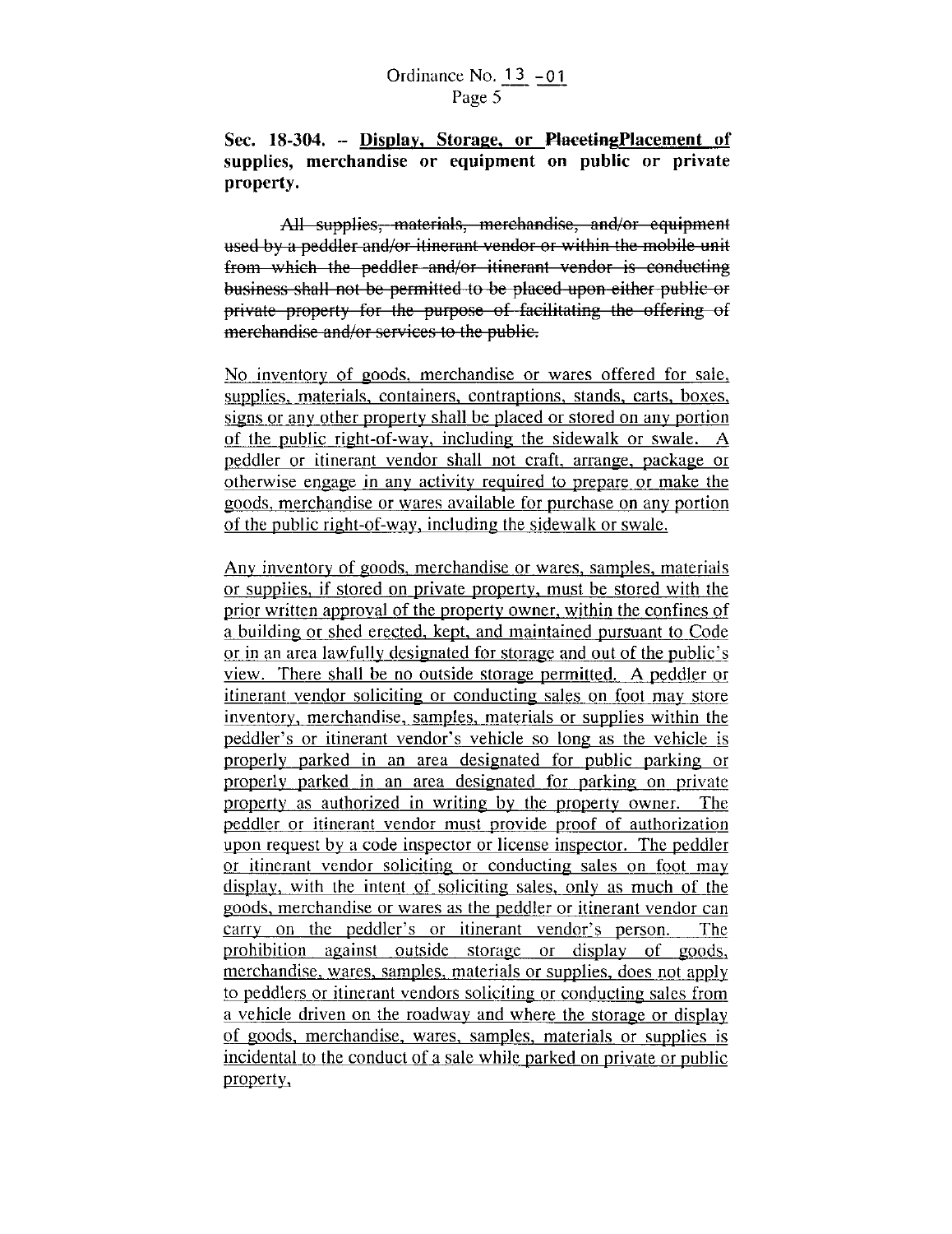Ordinance No. 13 -01

**Sec. 18-304. -- Display, Storage, or ~~Placeting~~Placement of supplies, merchandise or equipment on public or private property.**

~~All supplies, materials, merchandise, and/or equipment used by a peddler and/or itinerant vendor or within the mobile unit from which the peddler and/or itinerant vendor is conducting business shall not be permitted to be placed upon either public or private property for the purpose of facilitating the offering of merchandise and/or services to the public.~~

No inventory of goods, merchandise or wares offered for sale, supplies, materials, containers, contraptions, stands, carts, boxes, signs or any other property shall be placed or stored on any portion of the public right-of-way, including the sidewalk or swale. A peddler or itinerant vendor shall not craft, arrange, package or otherwise engage in any activity required to prepare or make the goods, merchandise or wares available for purchase on any portion of the public right-of-way, including the sidewalk or swale.

Any inventory of goods, merchandise or wares, samples, materials or supplies, if stored on private property, must be stored with the prior written approval of the property owner, within the confines of a building or shed erected, kept, and maintained pursuant to Code or in an area lawfully designated for storage and out of the public's view. There shall be no outside storage permitted. A peddler or itinerant vendor soliciting or conducting sales on foot may store inventory, merchandise, samples, materials or supplies within the peddler's or itinerant vendor's vehicle so long as the vehicle is properly parked in an area designated for public parking or properly parked in an area designated for parking on private property as authorized in writing by the property owner. The peddler or itinerant vendor must provide proof of authorization upon request by a code inspector or license inspector. The peddler or itinerant vendor soliciting or conducting sales on foot may display, with the intent of soliciting sales, only as much of the goods, merchandise or wares as the peddler or itinerant vendor can carry on the peddler's or itinerant vendor's person. The prohibition against outside storage or display of goods, merchandise, wares, samples, materials or supplies, does not apply to peddlers or itinerant vendors soliciting or conducting sales from a vehicle driven on the roadway and where the storage or display of goods, merchandise, wares, samples, materials or supplies is incidental to the conduct of a sale while parked on private or public property,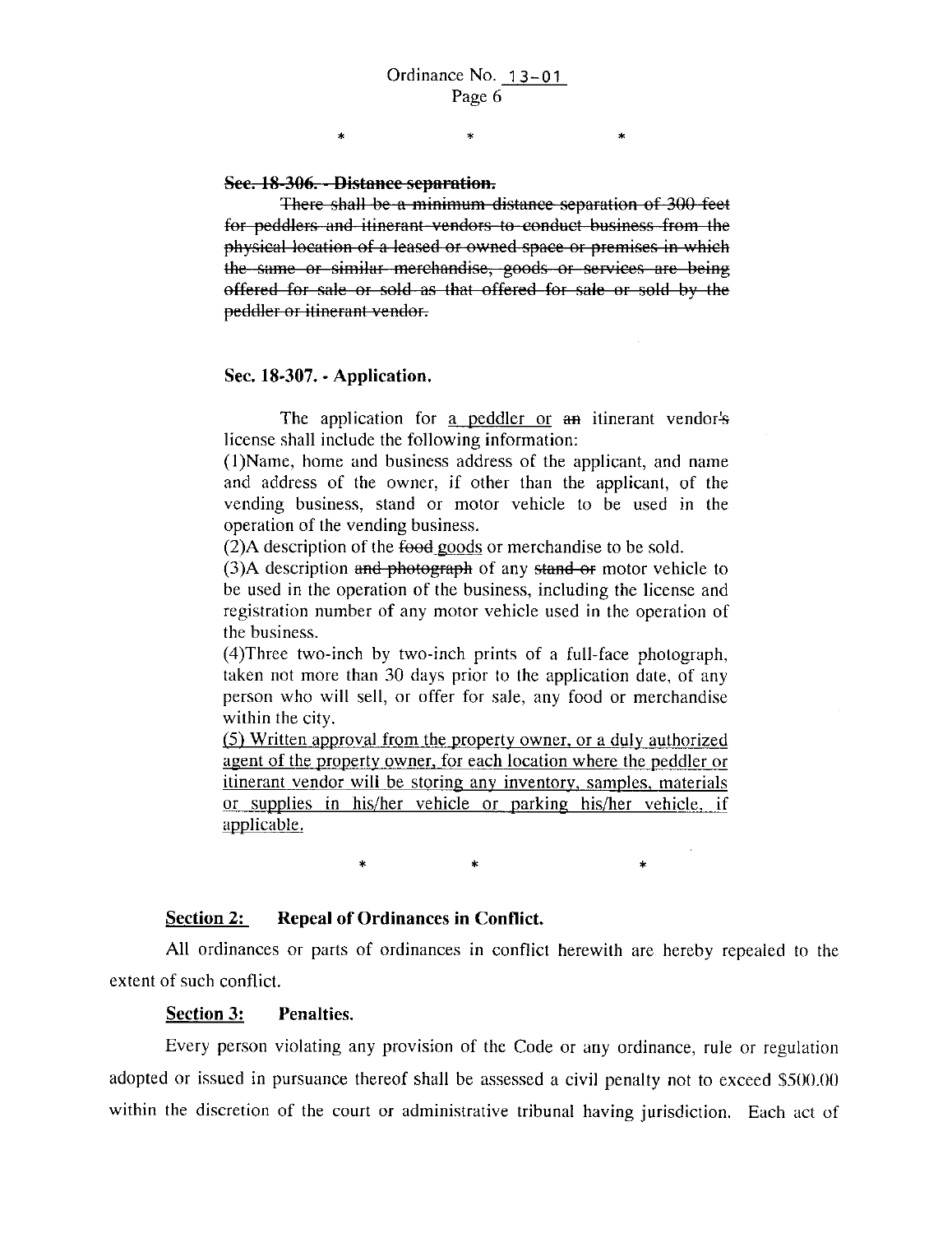Ordinance No. 13-01

\* \* \*

~~**Sec. 18-306. - Distance separation.**~~

~~There shall be a minimum distance separation of 300 feet for peddlers and itinerant vendors to conduct business from the physical location of a leased or owned space or premises in which the same or similar merchandise, goods or services are being offered for sale or sold as that offered for sale or sold by the peddler or itinerant vendor.~~

**Sec. 18-307. - Application.**

The application for <u>a peddler or</u> ~~an~~ itinerant vendor~~'s~~ license shall include the following information:

(1)Name, home and business address of the applicant, and name and address of the owner, if other than the applicant, of the vending business, stand or motor vehicle to be used in the operation of the vending business.

(2)A description of the ~~food~~ <u>goods</u> or merchandise to be sold.

(3)A description ~~and photograph~~ of any ~~stand or~~ motor vehicle to be used in the operation of the business, including the license and registration number of any motor vehicle used in the operation of the business.

(4)Three two-inch by two-inch prints of a full-face photograph, taken not more than 30 days prior to the application date, of any person who will sell, or offer for sale, any food or merchandise within the city.

<u>(5) Written approval from the property owner, or a duly authorized agent of the property owner, for each location where the peddler or itinerant vendor will be storing any inventory, samples, materials or supplies in his/her vehicle or parking his/her vehicle, if applicable.</u>

\* \* \*

**<u>Section 2:</u> Repeal of Ordinances in Conflict.**

All ordinances or parts of ordinances in conflict herewith are hereby repealed to the extent of such conflict.

**<u>Section 3:</u> Penalties.**

Every person violating any provision of the Code or any ordinance, rule or regulation adopted or issued in pursuance thereof shall be assessed a civil penalty not to exceed $500.00 within the discretion of the court or administrative tribunal having jurisdiction. Each act of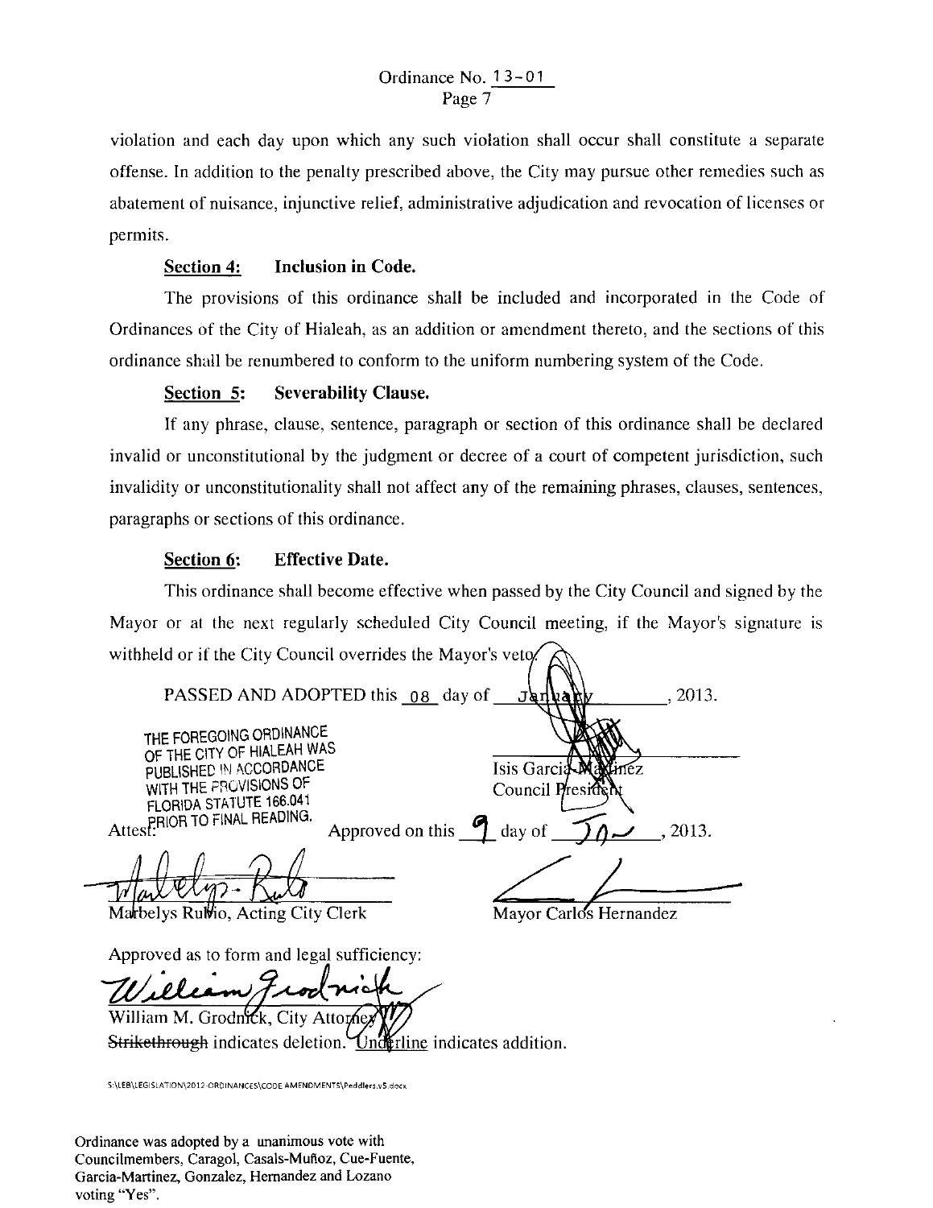violation and each day upon which any such violation shall occur shall constitute a separate offense. In addition to the penalty prescribed above, the City may pursue other remedies such as abatement of nuisance, injunctive relief, administrative adjudication and revocation of licenses or permits.

**Section 4: Inclusion in Code.**

The provisions of this ordinance shall be included and incorporated in the Code of Ordinances of the City of Hialeah, as an addition or amendment thereto, and the sections of this ordinance shall be renumbered to conform to the uniform numbering system of the Code.

**Section 5: Severability Clause.**

If any phrase, clause, sentence, paragraph or section of this ordinance shall be declared invalid or unconstitutional by the judgment or decree of a court of competent jurisdiction, such invalidity or unconstitutionality shall not affect any of the remaining phrases, clauses, sentences, paragraphs or sections of this ordinance.

**Section 6: Effective Date.**

This ordinance shall become effective when passed by the City Council and signed by the Mayor or at the next regularly scheduled City Council meeting, if the Mayor's signature is withheld or if the City Council overrides the Mayor's veto.

PASSED AND ADOPTED this 08 day of January, 2013.

THE FOREGOING ORDINANCE OF THE CITY OF HIALEAH WAS PUBLISHED IN ACCORDANCE WITH THE PROVISIONS OF FLORIDA STATUTE 166.041 PRIOR TO FINAL READING.

Isis Garcia-Martinez
Council President

Attest: Approved on this 9 day of Jan, 2013.

Marbelys Rubio, Acting City Clerk

Mayor Carlos Hernandez

Approved as to form and legal sufficiency:

William M. Grodnick, City Attorney

~~Strikethrough~~ indicates deletion. Underline indicates addition.

S:\LEB\LEGISLATION\2012-ORDINANCES\CODE AMENDMENTS\Peddlers.v5.docx

Ordinance was adopted by a unanimous vote with Councilmembers, Caragol, Casals-Muñoz, Cue-Fuente, Garcia-Martinez, Gonzalez, Hernandez and Lozano voting "Yes".